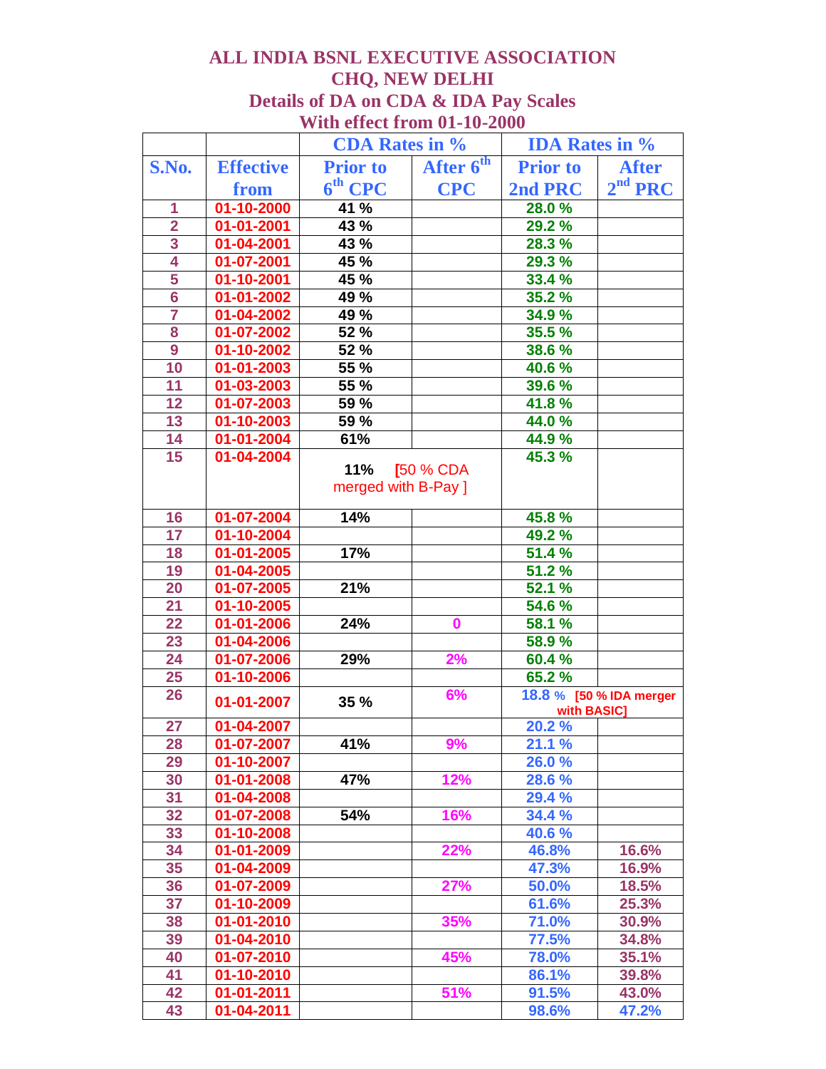# ALL INDIA BSNL EXECUTIVE ASSOCIATION

## CHQ, NEW DELHI

## Details of DA on CDA & IDA Pay Scales

## With effect from 01-10-2000

| | | CDA Rates in % | | IDA Rates in % | |
|---|---|---|---|---|---|
| S.No. | Effective from | Prior to 6th CPC | After 6th CPC | Prior to 2nd PRC | After 2nd PRC |
| 1 | 01-10-2000 | 41 % | | 28.0 % | |
| 2 | 01-01-2001 | 43 % | | 29.2 % | |
| 3 | 01-04-2001 | 43 % | | 28.3 % | |
| 4 | 01-07-2001 | 45 % | | 29.3 % | |
| 5 | 01-10-2001 | 45 % | | 33.4 % | |
| 6 | 01-01-2002 | 49 % | | 35.2 % | |
| 7 | 01-04-2002 | 49 % | | 34.9 % | |
| 8 | 01-07-2002 | 52 % | | 35.5 % | |
| 9 | 01-10-2002 | 52 % | | 38.6 % | |
| 10 | 01-01-2003 | 55 % | | 40.6 % | |
| 11 | 01-03-2003 | 55 % | | 39.6 % | |
| 12 | 01-07-2003 | 59 % | | 41.8 % | |
| 13 | 01-10-2003 | 59 % | | 44.0 % | |
| 14 | 01-01-2004 | 61% | | 44.9 % | |
| 15 | 01-04-2004 | 11% [50 % CDA merged with B-Pay ] | | 45.3 % | |
| 16 | 01-07-2004 | 14% | | 45.8 % | |
| 17 | 01-10-2004 | | | 49.2 % | |
| 18 | 01-01-2005 | 17% | | 51.4 % | |
| 19 | 01-04-2005 | | | 51.2 % | |
| 20 | 01-07-2005 | 21% | | 52.1 % | |
| 21 | 01-10-2005 | | | 54.6 % | |
| 22 | 01-01-2006 | 24% | 0 | 58.1 % | |
| 23 | 01-04-2006 | | | 58.9 % | |
| 24 | 01-07-2006 | 29% | 2% | 60.4 % | |
| 25 | 01-10-2006 | | | 65.2 % | |
| 26 | 01-01-2007 | 35 % | 6% | 18.8 % [50 % IDA merger with BASIC] | |
| 27 | 01-04-2007 | | | 20.2 % | |
| 28 | 01-07-2007 | 41% | 9% | 21.1 % | |
| 29 | 01-10-2007 | | | 26.0 % | |
| 30 | 01-01-2008 | 47% | 12% | 28.6 % | |
| 31 | 01-04-2008 | | | 29.4 % | |
| 32 | 01-07-2008 | 54% | 16% | 34.4 % | |
| 33 | 01-10-2008 | | | 40.6 % | |
| 34 | 01-01-2009 | | 22% | 46.8% | 16.6% |
| 35 | 01-04-2009 | | | 47.3% | 16.9% |
| 36 | 01-07-2009 | | 27% | 50.0% | 18.5% |
| 37 | 01-10-2009 | | | 61.6% | 25.3% |
| 38 | 01-01-2010 | | 35% | 71.0% | 30.9% |
| 39 | 01-04-2010 | | | 77.5% | 34.8% |
| 40 | 01-07-2010 | | 45% | 78.0% | 35.1% |
| 41 | 01-10-2010 | | | 86.1% | 39.8% |
| 42 | 01-01-2011 | | 51% | 91.5% | 43.0% |
| 43 | 01-04-2011 | | | 98.6% | 47.2% |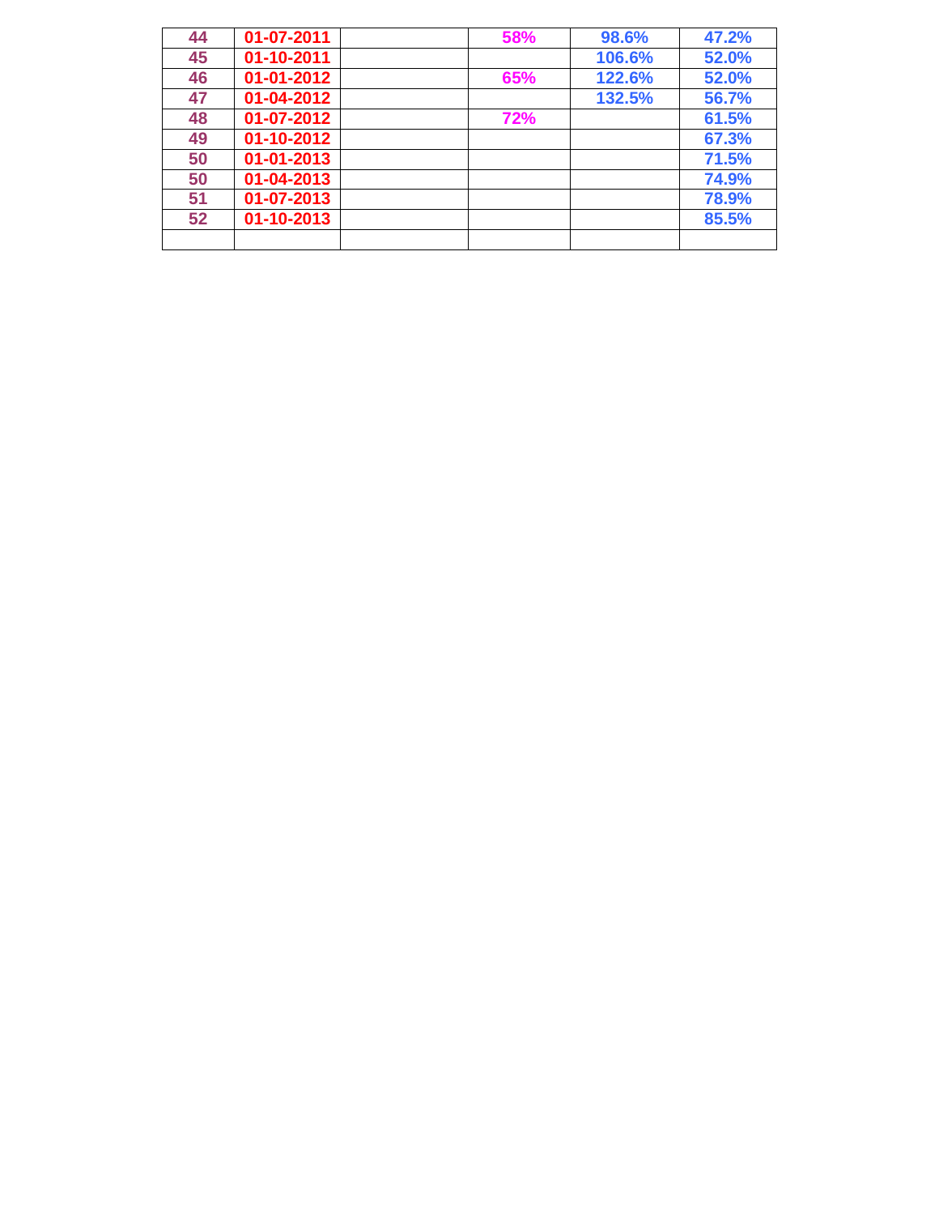| | | | | | |
|---|---|---|---|---|---|
| 44 | 01-07-2011 | | 58% | 98.6% | 47.2% |
| 45 | 01-10-2011 | | | 106.6% | 52.0% |
| 46 | 01-01-2012 | | 65% | 122.6% | 52.0% |
| 47 | 01-04-2012 | | | 132.5% | 56.7% |
| 48 | 01-07-2012 | | 72% | | 61.5% |
| 49 | 01-10-2012 | | | | 67.3% |
| 50 | 01-01-2013 | | | | 71.5% |
| 50 | 01-04-2013 | | | | 74.9% |
| 51 | 01-07-2013 | | | | 78.9% |
| 52 | 01-10-2013 | | | | 85.5% |
| | | | | | |